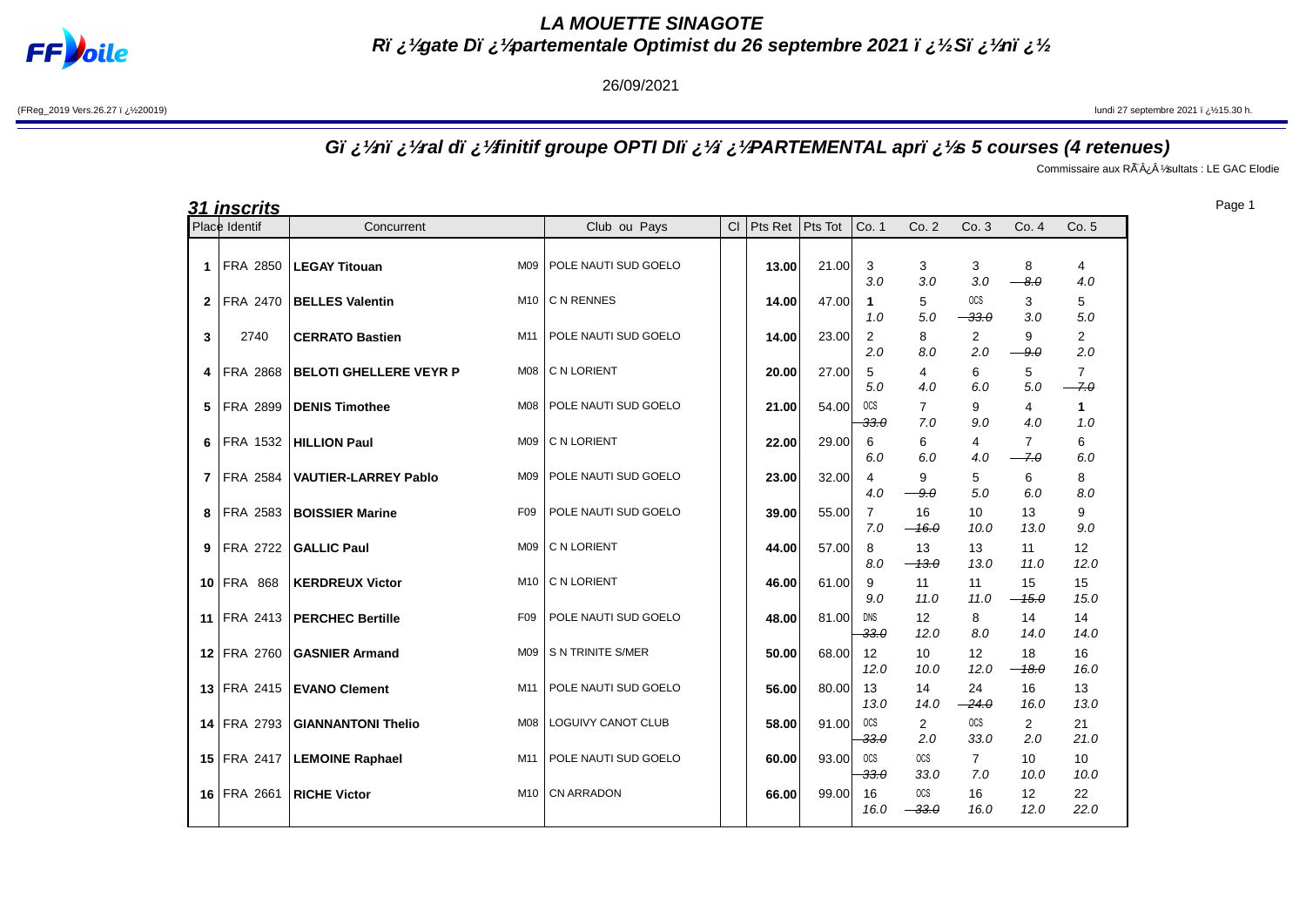# LA MOUETTE SINAGOTE

## Rï ¿½gate Dï ¿½partementale Optimist du 26 septembre 2021 ï ¿½Sï ¿½nï ¿½

26/09/2021

(FReg_2019 Vers.26.27 ï ¿½20019) lundi 27 septembre 2021 ï ¿½15.30 h.

### Gï ¿½nï ¿½ral dï ¿½finitif groupe OPTI Dï ¿½ï ¿½PARTEMENTAL aprï ¿½s 5 courses (4 retenues)

Commissaire aux RÃƒÂ©sultats : LE GAC Elodie

**31 inscrits**

| Place | Identif | Concurrent | | Club ou Pays | Cl | Pts Ret | Pts Tot | Co. 1 | Co. 2 | Co. 3 | Co. 4 | Co. 5 |
|---|---|---|---|---|---|---|---|---|---|---|---|---|
| 1 | FRA 2850 | LEGAY Titouan | M09 | POLE NAUTI SUD GOELO | | 13.00 | 21.00 | 3 3.0 | 3 3.0 | 3 3.0 | 8 ~~8.0~~ | 4 4.0 |
| 2 | FRA 2470 | BELLES Valentin | M10 | C N RENNES | | 14.00 | 47.00 | 1 1.0 | 5 5.0 | OCS ~~33.0~~ | 3 3.0 | 5 5.0 |
| 3 | 2740 | CERRATO Bastien | M11 | POLE NAUTI SUD GOELO | | 14.00 | 23.00 | 2 2.0 | 8 8.0 | 2 2.0 | 9 ~~9.0~~ | 2 2.0 |
| 4 | FRA 2868 | BELOTI GHELLERE VEYR P | M08 | C N LORIENT | | 20.00 | 27.00 | 5 5.0 | 4 4.0 | 6 6.0 | 5 5.0 | 7 ~~7.0~~ |
| 5 | FRA 2899 | DENIS Timothee | M08 | POLE NAUTI SUD GOELO | | 21.00 | 54.00 | OCS ~~33.0~~ | 7 7.0 | 9 9.0 | 4 4.0 | 1 1.0 |
| 6 | FRA 1532 | HILLION Paul | M09 | C N LORIENT | | 22.00 | 29.00 | 6 6.0 | 6 6.0 | 4 4.0 | 7 ~~7.0~~ | 6 6.0 |
| 7 | FRA 2584 | VAUTIER-LARREY Pablo | M09 | POLE NAUTI SUD GOELO | | 23.00 | 32.00 | 4 4.0 | 9 ~~9.0~~ | 5 5.0 | 6 6.0 | 8 8.0 |
| 8 | FRA 2583 | BOISSIER Marine | F09 | POLE NAUTI SUD GOELO | | 39.00 | 55.00 | 7 7.0 | 16 ~~16.0~~ | 10 10.0 | 13 13.0 | 9 9.0 |
| 9 | FRA 2722 | GALLIC Paul | M09 | C N LORIENT | | 44.00 | 57.00 | 8 8.0 | 13 ~~13.0~~ | 13 13.0 | 11 11.0 | 12 12.0 |
| 10 | FRA 868 | KERDREUX Victor | M10 | C N LORIENT | | 46.00 | 61.00 | 9 9.0 | 11 11.0 | 11 11.0 | 15 ~~15.0~~ | 15 15.0 |
| 11 | FRA 2413 | PERCHEC Bertille | F09 | POLE NAUTI SUD GOELO | | 48.00 | 81.00 | DNS ~~33.0~~ | 12 12.0 | 8 8.0 | 14 14.0 | 14 14.0 |
| 12 | FRA 2760 | GASNIER Armand | M09 | S N TRINITE S/MER | | 50.00 | 68.00 | 12 12.0 | 10 10.0 | 12 12.0 | 18 ~~18.0~~ | 16 16.0 |
| 13 | FRA 2415 | EVANO Clement | M11 | POLE NAUTI SUD GOELO | | 56.00 | 80.00 | 13 13.0 | 14 14.0 | 24 ~~24.0~~ | 16 16.0 | 13 13.0 |
| 14 | FRA 2793 | GIANNANTONI Thelio | M08 | LOGUIVY CANOT CLUB | | 58.00 | 91.00 | OCS ~~33.0~~ | 2 2.0 | OCS 33.0 | 2 2.0 | 21 21.0 |
| 15 | FRA 2417 | LEMOINE Raphael | M11 | POLE NAUTI SUD GOELO | | 60.00 | 93.00 | OCS ~~33.0~~ | OCS 33.0 | 7 7.0 | 10 10.0 | 10 10.0 |
| 16 | FRA 2661 | RICHE Victor | M10 | CN ARRADON | | 66.00 | 99.00 | 16 16.0 | OCS ~~33.0~~ | 16 16.0 | 12 12.0 | 22 22.0 |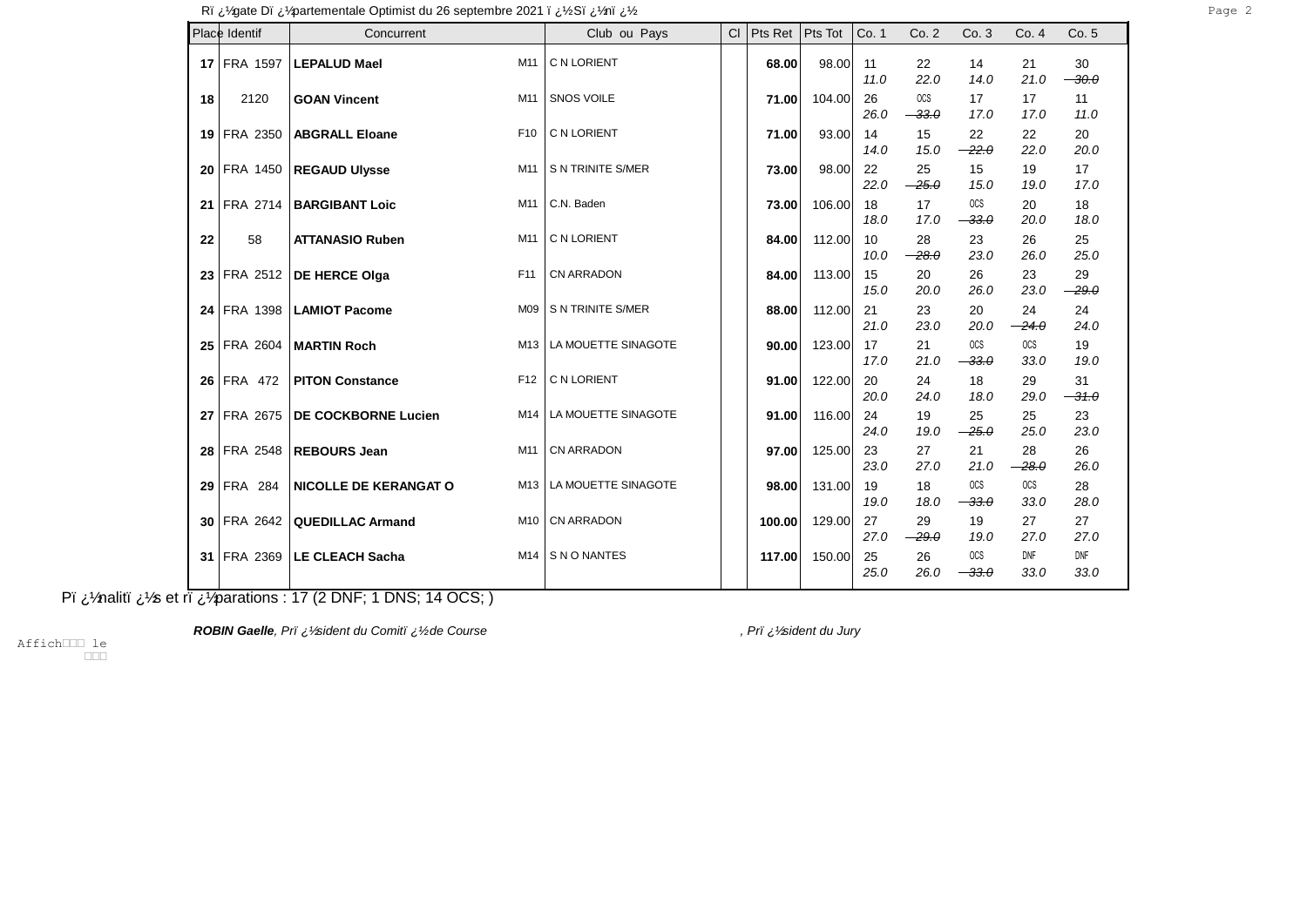| Place | Identif | Concurrent | | Club ou Pays | Cl | Pts Ret | Pts Tot | Co. 1 | Co. 2 | Co. 3 | Co. 4 | Co. 5 |
|---|---|---|---|---|---|---|---|---|---|---|---|---|
| **17** | FRA 1597 | **LEPALUD Mael** | M11 | C N LORIENT | | **68.00** | 98.00 | 11 *11.0* | 22 *22.0* | 14 *14.0* | 21 *21.0* | 30 ~~*30.0*~~ |
| **18** | 2120 | **GOAN Vincent** | M11 | SNOS VOILE | | **71.00** | 104.00 | 26 *26.0* | OCS ~~*33.0*~~ | 17 *17.0* | 17 *17.0* | 11 *11.0* |
| **19** | FRA 2350 | **ABGRALL Eloane** | F10 | C N LORIENT | | **71.00** | 93.00 | 14 *14.0* | 15 *15.0* | 22 ~~*22.0*~~ | 22 *22.0* | 20 *20.0* |
| **20** | FRA 1450 | **REGAUD Ulysse** | M11 | S N TRINITE S/MER | | **73.00** | 98.00 | 22 *22.0* | 25 ~~*25.0*~~ | 15 *15.0* | 19 *19.0* | 17 *17.0* |
| **21** | FRA 2714 | **BARGIBANT Loic** | M11 | C.N. Baden | | **73.00** | 106.00 | 18 *18.0* | 17 *17.0* | OCS ~~*33.0*~~ | 20 *20.0* | 18 *18.0* |
| **22** | 58 | **ATTANASIO Ruben** | M11 | C N LORIENT | | **84.00** | 112.00 | 10 *10.0* | 28 ~~*28.0*~~ | 23 *23.0* | 26 *26.0* | 25 *25.0* |
| **23** | FRA 2512 | **DE HERCE Olga** | F11 | CN ARRADON | | **84.00** | 113.00 | 15 *15.0* | 20 *20.0* | 26 *26.0* | 23 *23.0* | 29 ~~*29.0*~~ |
| **24** | FRA 1398 | **LAMIOT Pacome** | M09 | S N TRINITE S/MER | | **88.00** | 112.00 | 21 *21.0* | 23 *23.0* | 20 *20.0* | 24 ~~*24.0*~~ | 24 *24.0* |
| **25** | FRA 2604 | **MARTIN Roch** | M13 | LA MOUETTE SINAGOTE | | **90.00** | 123.00 | 17 *17.0* | 21 *21.0* | OCS ~~*33.0*~~ | OCS *33.0* | 19 *19.0* |
| **26** | FRA 472 | **PITON Constance** | F12 | C N LORIENT | | **91.00** | 122.00 | 20 *20.0* | 24 *24.0* | 18 *18.0* | 29 *29.0* | 31 ~~*31.0*~~ |
| **27** | FRA 2675 | **DE COCKBORNE Lucien** | M14 | LA MOUETTE SINAGOTE | | **91.00** | 116.00 | 24 *24.0* | 19 *19.0* | 25 ~~*25.0*~~ | 25 *25.0* | 23 *23.0* |
| **28** | FRA 2548 | **REBOURS Jean** | M11 | CN ARRADON | | **97.00** | 125.00 | 23 *23.0* | 27 *27.0* | 21 *21.0* | 28 ~~*28.0*~~ | 26 *26.0* |
| **29** | FRA 284 | **NICOLLE DE KERANGAT O** | M13 | LA MOUETTE SINAGOTE | | **98.00** | 131.00 | 19 *19.0* | 18 *18.0* | OCS ~~*33.0*~~ | OCS *33.0* | 28 *28.0* |
| **30** | FRA 2642 | **QUEDILLAC Armand** | M10 | CN ARRADON | | **100.00** | 129.00 | 27 *27.0* | 29 ~~*29.0*~~ | 19 *19.0* | 27 *27.0* | 27 *27.0* |
| **31** | FRA 2369 | **LE CLEACH Sacha** | M14 | S N O NANTES | | **117.00** | 150.00 | 25 *25.0* | 26 *26.0* | OCS ~~*33.0*~~ | DNF *33.0* | DNF *33.0* |

Pï ¿½nalitï ¿½s et rï ¿½parations : 17 (2 DNF; 1 DNS; 14 OCS; )

***ROBIN Gaelle**, Prï ¿½sident du Comitï ¿½de Course* , *Prï ¿½sident du Jury*

Affich□□□ le □□□